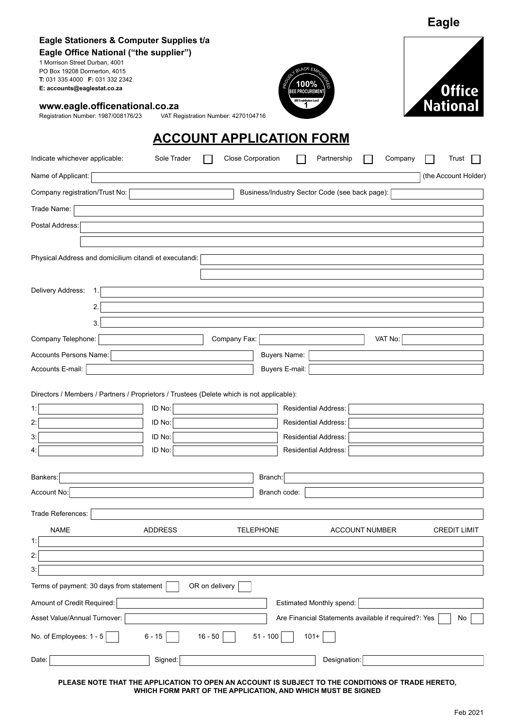**Eagle**

**Eagle Stationers & Computer Supplies t/a**
**Eagle Office National ("the supplier")**
1 Morrison Street Durban, 4001
PO Box 19208 Dormerton, 4015
**T:** 031 335 4000 **F:** 031 332 2342
**E: accounts@eaglestat.co.za**

**www.eagle.officenational.co.za**
Registration Number: 1987/008176/23 VAT Registration Number: 4270104716

PROUDLY BLACK EMPOWERED 100% BEE PROCUREMENT BEE Contribution Level 1

Office National

# ACCOUNT APPLICATION FORM

Indicate whichever applicable: Sole Trader ☐ Close Corporation ☐ Partnership ☐ Company ☐ Trust ☐

Name of Applicant: ____________________ (the Account Holder)

Company registration/Trust No: ____________ Business/Industry Sector Code (see back page): ____________

Trade Name: ____________________

Postal Address: ____________________

____________________

Physical Address and domicilium citandi et executandi: ____________________

____________________

Delivery Address: 1. ____________________

2. ____________________

3. ____________________

Company Telephone: ____________ Company Fax: ____________ VAT No: ____________

Accounts Persons Name: ____________ Buyers Name: ____________

Accounts E-mail: ____________ Buyers E-mail: ____________

Directors / Members / Partners / Proprietors / Trustees (Delete which is not applicable):

1: ____________ ID No: ____________ Residential Address: ____________

2: ____________ ID No: ____________ Residential Address: ____________

3: ____________ ID No: ____________ Residential Address: ____________

4: ____________ ID No: ____________ Residential Address: ____________

Bankers: ____________ Branch: ____________

Account No: ____________ Branch code: ____________

Trade References: ____________________

| | NAME | ADDRESS | TELEPHONE | ACCOUNT NUMBER | CREDIT LIMIT |
|---|---|---|---|---|---|
| 1: | | | | | |
| 2: | | | | | |
| 3: | | | | | |

Terms of payment: 30 days from statement ☐ OR on delivery ☐

Amount of Credit Required: ____________ Estimated Monthly spend: ____________

Asset Value/Annual Turnover: ____________ Are Financial Statements available if required?: Yes ☐ No ☐

No. of Employees: 1 - 5 ☐ 6 - 15 ☐ 16 - 50 ☐ 51 - 100 ☐ 101+ ☐

Date: ____________ Signed: ____________ Designation: ____________

**PLEASE NOTE THAT THE APPLICATION TO OPEN AN ACCOUNT IS SUBJECT TO THE CONDITIONS OF TRADE HERETO, WHICH FORM PART OF THE APPLICATION, AND WHICH MUST BE SIGNED**

Feb 2021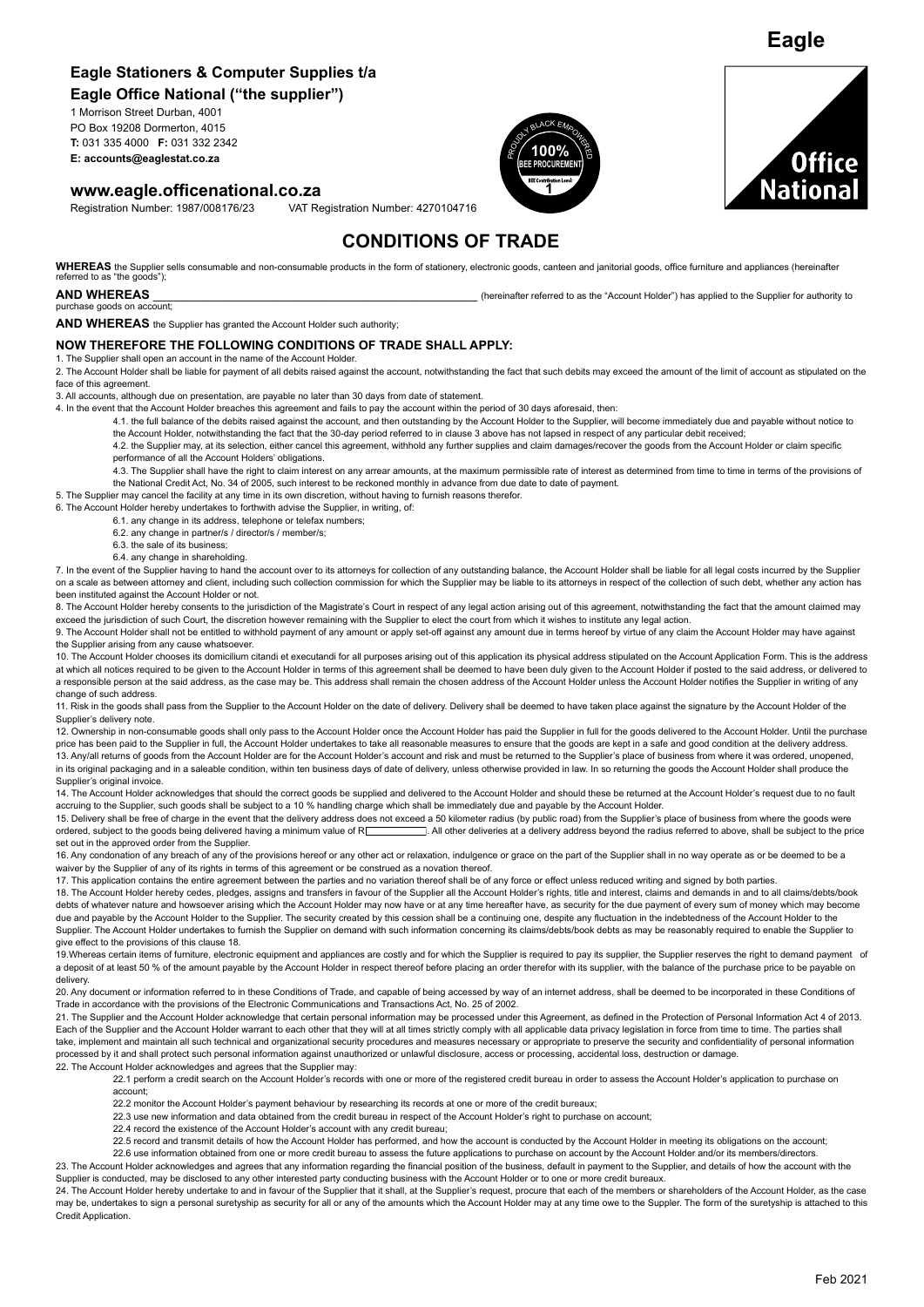**Eagle Stationers & Computer Supplies t/a**
**Eagle Office National ("the supplier")**

1 Morrison Street Durban, 4001
PO Box 19208 Dormerton, 4015
**T:** 031 335 4000 **F:** 031 332 2342
**E: accounts@eaglestat.co.za**

**www.eagle.officenational.co.za**
Registration Number: 1987/008176/23 VAT Registration Number: 4270104716

# CONDITIONS OF TRADE

**WHEREAS** the Supplier sells consumable and non-consumable products in the form of stationery, electronic goods, canteen and janitorial goods, office furniture and appliances (hereinafter referred to as "the goods");

**AND WHEREAS** _______________________________________________ (hereinafter referred to as the "Account Holder") has applied to the Supplier for authority to purchase goods on account;

**AND WHEREAS** the Supplier has granted the Account Holder such authority;

**NOW THEREFORE THE FOLLOWING CONDITIONS OF TRADE SHALL APPLY:**

1. The Supplier shall open an account in the name of the Account Holder.

2. The Account Holder shall be liable for payment of all debits raised against the account, notwithstanding the fact that such debits may exceed the amount of the limit of account as stipulated on the face of this agreement.

3. All accounts, although due on presentation, are payable no later than 30 days from date of statement.

4. In the event that the Account Holder breaches this agreement and fails to pay the account within the period of 30 days aforesaid, then:

   4.1. the full balance of the debits raised against the account, and then outstanding by the Account Holder to the Supplier, will become immediately due and payable without notice to the Account Holder, notwithstanding the fact that the 30-day period referred to in clause 3 above has not lapsed in respect of any particular debit received;

   4.2. the Supplier may, at its selection, either cancel this agreement, withhold any further supplies and claim damages/recover the goods from the Account Holder or claim specific performance of all the Account Holders' obligations.

   4.3. The Supplier shall have the right to claim interest on any arrear amounts, at the maximum permissible rate of interest as determined from time to time in terms of the provisions of the National Credit Act, No. 34 of 2005, such interest to be reckoned monthly in advance from due date to date of payment.

5. The Supplier may cancel the facility at any time in its own discretion, without having to furnish reasons therefor.

6. The Account Holder hereby undertakes to forthwith advise the Supplier, in writing, of:

   6.1. any change in its address, telephone or telefax numbers;

   6.2. any change in partner/s / director/s / member/s;

   6.3. the sale of its business;

   6.4. any change in shareholding.

7. In the event of the Supplier having to hand the account over to its attorneys for collection of any outstanding balance, the Account Holder shall be liable for all legal costs incurred by the Supplier on a scale as between attorney and client, including such collection commission for which the Supplier may be liable to its attorneys in respect of the collection of such debt, whether any action has been instituted against the Account Holder or not.

8. The Account Holder hereby consents to the jurisdiction of the Magistrate's Court in respect of any legal action arising out of this agreement, notwithstanding the fact that the amount claimed may exceed the jurisdiction of such Court, the discretion however remaining with the Supplier to elect the court from which it wishes to institute any legal action.

9. The Account Holder shall not be entitled to withhold payment of any amount or apply set-off against any amount due in terms hereof by virtue of any claim the Account Holder may have against the Supplier arising from any cause whatsoever.

10. The Account Holder chooses its domicilium citandi et executandi for all purposes arising out of this application its physical address stipulated on the Account Application Form. This is the address at which all notices required to be given to the Account Holder in terms of this agreement shall be deemed to have been duly given to the Account Holder if posted to the said address, or delivered to a responsible person at the said address, as the case may be. This address shall remain the chosen address of the Account Holder unless the Account Holder notifies the Supplier in writing of any change of such address.

11. Risk in the goods shall pass from the Supplier to the Account Holder on the date of delivery. Delivery shall be deemed to have taken place against the signature by the Account Holder of the Supplier's delivery note.

12. Ownership in non-consumable goods shall only pass to the Account Holder once the Account Holder has paid the Supplier in full for the goods delivered to the Account Holder. Until the purchase price has been paid to the Supplier in full, the Account Holder undertakes to take all reasonable measures to ensure that the goods are kept in a safe and good condition at the delivery address.

13. Any/all returns of goods from the Account Holder are for the Account Holder's account and risk and must be returned to the Supplier's place of business from where it was ordered, unopened, in its original packaging and in a saleable condition, within ten business days of date of delivery, unless otherwise provided in law. In so returning the goods the Account Holder shall produce the Supplier's original invoice.

14. The Account Holder acknowledges that should the correct goods be supplied and delivered to the Account Holder and should these be returned at the Account Holder's request due to no fault accruing to the Supplier, such goods shall be subject to a 10 % handling charge which shall be immediately due and payable by the Account Holder.

15. Delivery shall be free of charge in the event that the delivery address does not exceed a 50 kilometer radius (by public road) from the Supplier's place of business from where the goods were ordered, subject to the goods being delivered having a minimum value of R__________. All other deliveries at a delivery address beyond the radius referred to above, shall be subject to the price set out in the approved order from the Supplier.

16. Any condonation of any of the provisions hereof or any other act or relaxation, indulgence or grace on the part of the Supplier shall in no way operate as or be deemed to be a waiver by the Supplier of any of its rights in terms of this agreement or be construed as a novation thereof.

17. This application contains the entire agreement between the parties and no variation thereof shall be of any force or effect unless reduced writing and signed by both parties.

18. The Account Holder hereby cedes, pledges, assigns and transfers in favour of the Supplier all the Account Holder's rights, title and interest, claims and demands in and to all claims/debts/book debts of whatever nature and howsoever arising which the Account Holder may now have or at any time hereafter have, as security for the due payment of every sum of money which may become due and payable by the Account Holder to the Supplier. The security created by this cession shall be a continuing one, despite any fluctuation in the indebtedness of the Account Holder to the Supplier. The Account Holder undertakes to furnish the Supplier on demand with such information concerning its claims/debts/book debts as may be reasonably required to enable the Supplier to give effect to the provisions of this clause 18.

19. Whereas certain items of furniture, electronic equipment and appliances are costly and for which the Supplier is required to pay its supplier, the Supplier reserves the right to demand payment of a deposit of at least 50 % of the amount payable by the Account Holder in respect thereof before placing an order therefor with its supplier, with the balance of the purchase price to be payable on delivery.

20. Any document or information referred to in these Conditions of Trade, and capable of being accessed by way of an internet address, shall be deemed to be incorporated in these Conditions of Trade in accordance with the provisions of the Electronic Communications and Transactions Act, No. 25 of 2002.

21. The Supplier and the Account Holder acknowledge that certain personal information may be processed under this Agreement, as defined in the Protection of Personal Information Act 4 of 2013. Each of the Supplier and the Account Holder warrant to each other that they will at all times strictly comply with all applicable data privacy legislation in force from time to time. The parties shall take, implement and maintain all such technical and organizational security procedures and measures necessary or appropriate to preserve the security and confidentiality of personal information processed by it and shall protect such personal information against unauthorized or unlawful disclosure, access or processing, accidental loss, destruction or damage.

22. The Account Holder acknowledges and agrees that the Supplier may:

   22.1 perform a credit search on the Account Holder's records with one or more of the registered credit bureau in order to assess the Account Holder's application to purchase on account;

   22.2 monitor the Account Holder's payment behaviour by researching its records at one or more of the credit bureaux;

   22.3 use new information and data obtained from the credit bureau in respect of the Account Holder's right to purchase on account;

   22.4 record the existence of the Account Holder's account with any credit bureau;

   22.5 record and transmit details of how the Account Holder has performed, and how the account is conducted by the Account Holder in meeting its obligations on the account;

   22.6 use information obtained from one or more credit bureau to assess the future applications to purchase on account by the Account Holder and/or its members/directors.

23. The Account Holder acknowledges and agrees that any information regarding the financial position of the business, default in payment to the Supplier, and details of how the account with the Supplier is conducted, may be disclosed to any other interested party conducting business with the Account Holder or to one or more credit bureaux.

24. The Account Holder hereby undertake to and in favour of the Supplier that it shall, at the Supplier's request, procure that each of the members or shareholders of the Account Holder, as the case may be, undertakes to sign a personal suretyship as security for all or any of the amounts which the Account Holder may at any time owe to the Suppler. The form of the suretyship is attached to this Credit Application.

Feb 2021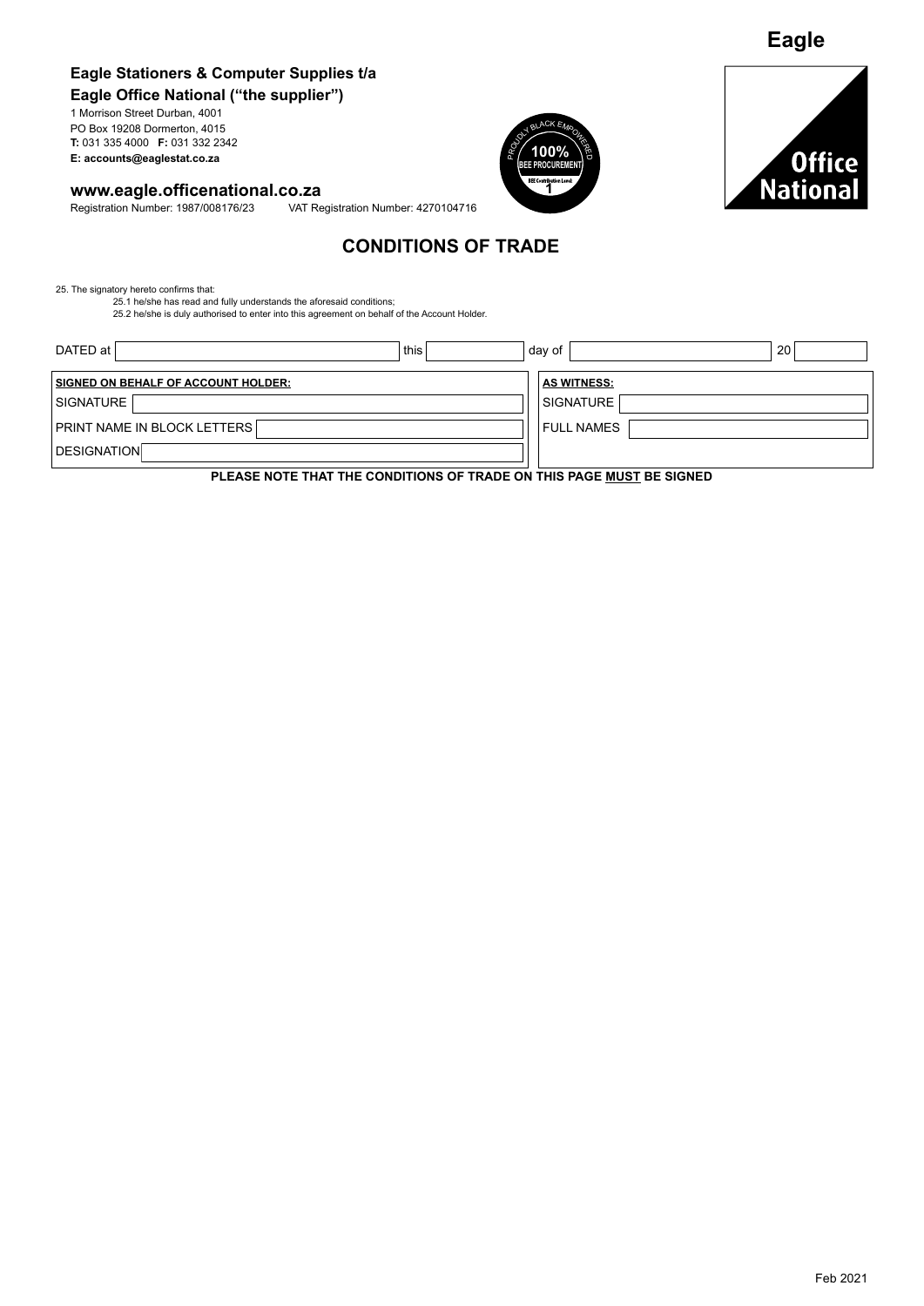# Eagle

**Eagle Stationers & Computer Supplies t/a**
**Eagle Office National ("the supplier")**

1 Morrison Street Durban, 4001
PO Box 19208 Dormerton, 4015
**T:** 031 335 4000 **F:** 031 332 2342
**E: accounts@eaglestat.co.za**

**www.eagle.officenational.co.za**
Registration Number: 1987/008176/23 VAT Registration Number: 4270104716

PROUDLY BLACK EMPOWERED
100% BEE PROCUREMENT
BEE Contribution Level 1

Office National

## CONDITIONS OF TRADE

25. The signatory hereto confirms that:
    - 25.1 he/she has read and fully understands the aforesaid conditions;
    - 25.2 he/she is duly authorised to enter into this agreement on behalf of the Account Holder.

DATED at ________________ this ________ day of ________________ 20 ______

| **SIGNED ON BEHALF OF ACCOUNT HOLDER:** | **AS WITNESS:** |
|---|---|
| SIGNATURE | SIGNATURE |
| PRINT NAME IN BLOCK LETTERS | FULL NAMES |
| DESIGNATION | |

**PLEASE NOTE THAT THE CONDITIONS OF TRADE ON THIS PAGE MUST BE SIGNED**

Feb 2021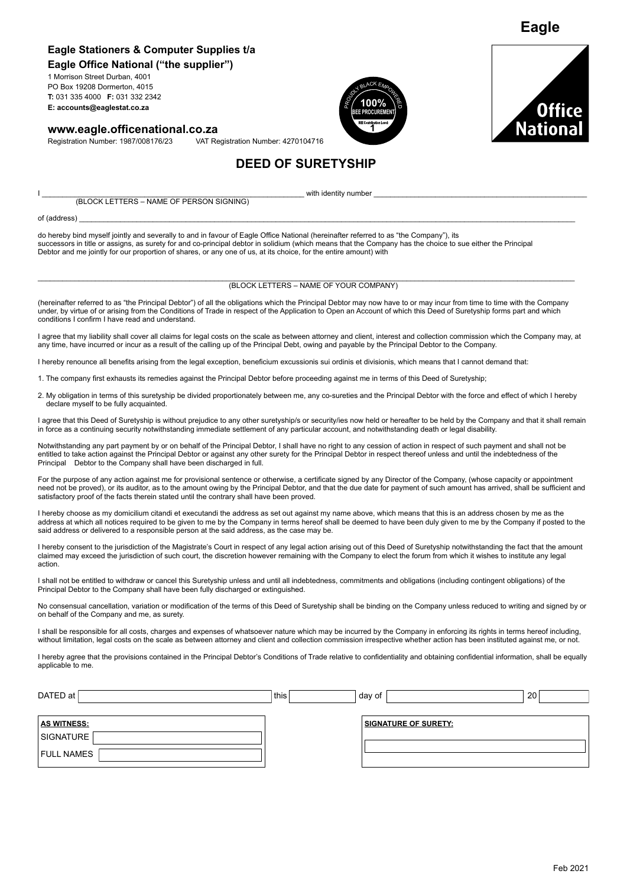**Eagle**

**Eagle Stationers & Computer Supplies t/a**
**Eagle Office National ("the supplier")**
1 Morrison Street Durban, 4001
PO Box 19208 Dormerton, 4015
**T:** 031 335 4000 **F:** 031 332 2342
**E: accounts@eaglestat.co.za**

**www.eagle.officenational.co.za**
Registration Number: 1987/008176/23 VAT Registration Number: 4270104716

PROUDLY BLACK EMPOWERED
100%
BEE PROCUREMENT
BEE Contribution Level
1

Office
National

# DEED OF SURETYSHIP

I ______________________________________________ with identity number ______________________________________________
(BLOCK LETTERS – NAME OF PERSON SIGNING)

of (address) ______________________________________________________________________________________________

do hereby bind myself jointly and severally to and in favour of Eagle Office National (hereinafter referred to as "the Company"), its successors in title or assigns, as surety for and co-principal debtor in solidium (which means that the Company has the choice to sue either the Principal Debtor and me jointly for our proportion of shares, or any one of us, at its choice, for the entire amount) with

______________________________________________________________________________________________
(BLOCK LETTERS – NAME OF YOUR COMPANY)

(hereinafter referred to as "the Principal Debtor") of all the obligations which the Principal Debtor may now have to or may incur from time to time with the Company under, by virtue of or arising from the Conditions of Trade in respect of the Application to Open an Account of which this Deed of Suretyship forms part and which conditions I confirm I have read and understand.

I agree that my liability shall cover all claims for legal costs on the scale as between attorney and client, interest and collection commission which the Company may, at any time, have incurred or incur as a result of the calling up of the Principal Debt, owing and payable by the Principal Debtor to the Company.

I hereby renounce all benefits arising from the legal exception, beneficium excussionis sui ordinis et divisionis, which means that I cannot demand that:

1. The company first exhausts its remedies against the Principal Debtor before proceeding against me in terms of this Deed of Suretyship;
2. My obligation in terms of this suretyship be divided proportionately between me, any co-sureties and the Principal Debtor with the force and effect of which I hereby declare myself to be fully acquainted.

I agree that this Deed of Suretyship is without prejudice to any other suretyship/s or security/ies now held or hereafter to be held by the Company and that it shall remain in force as a continuing security notwithstanding immediate settlement of any particular account, and notwithstanding death or legal disability.

Notwithstanding any part payment by or on behalf of the Principal Debtor, I shall have no right to any cession of action in respect of such payment and shall not be entitled to take action against the Principal Debtor or against any other surety for the Principal Debtor in respect thereof unless and until the indebtedness of the Principal Debtor to the Company shall have been discharged in full.

For the purpose of any action against me for provisional sentence or otherwise, a certificate signed by any Director of the Company, (whose capacity or appointment need not be proved), or its auditor, as to the amount owing by the Principal Debtor, and that the due date for payment of such amount has arrived, shall be sufficient and satisfactory proof of the facts therein stated until the contrary shall have been proved.

I hereby choose as my domicilium citandi et executandi the address as set out against my name above, which means that this is an address chosen by me as the address at which all notices required to be given to me by the Company in terms hereof shall be deemed to have been duly given to me by the Company if posted to the said address or delivered to a responsible person at the said address, as the case may be.

I hereby consent to the jurisdiction of the Magistrate's Court in respect of any legal action arising out of this Deed of Suretyship notwithstanding the fact that the amount claimed may exceed the jurisdiction of such court, the discretion however remaining with the Company to elect the forum from which it wishes to institute any legal action.

I shall not be entitled to withdraw or cancel this Suretyship unless and until all indebtedness, commitments and obligations (including contingent obligations) of the Principal Debtor to the Company shall have been fully discharged or extinguished.

No consensual cancellation, variation or modification of the terms of this Deed of Suretyship shall be binding on the Company unless reduced to writing and signed by or on behalf of the Company and me, as surety.

I shall be responsible for all costs, charges and expenses of whatsoever nature which may be incurred by the Company in enforcing its rights in terms hereof including, without limitation, legal costs on the scale as between attorney and client and collection commission irrespective whether action has been instituted against me, or not.

I hereby agree that the provisions contained in the Principal Debtor's Conditions of Trade relative to confidentiality and obtaining confidential information, shall be equally applicable to me.

DATED at ____________________ this ________ day of ____________________ 20____

**AS WITNESS:**
SIGNATURE ____________________
FULL NAMES ____________________

**SIGNATURE OF SURETY:**
____________________

Feb 2021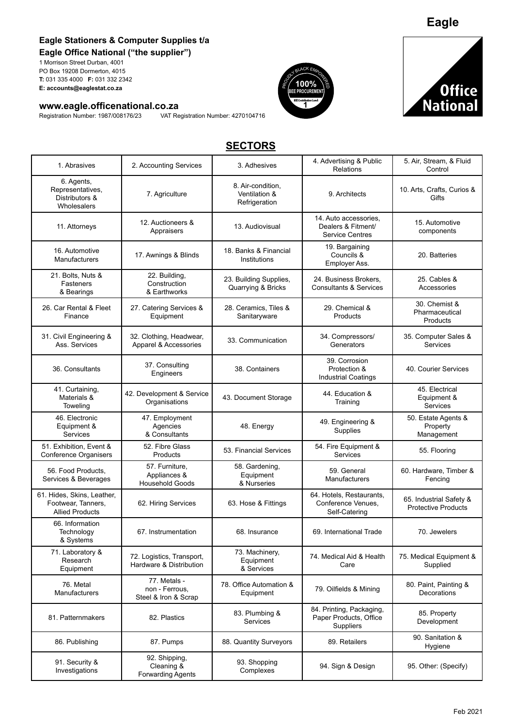Eagle

**Eagle Stationers & Computer Supplies t/a**
**Eagle Office National ("the supplier")**
1 Morrison Street Durban, 4001
PO Box 19208 Dormerton, 4015
**T:** 031 335 4000 **F:** 031 332 2342
**E: accounts@eaglestat.co.za**

**www.eagle.officenational.co.za**
Registration Number: 1987/008176/23 VAT Registration Number: 4270104716

## SECTORS

| | | | | |
|---|---|---|---|---|
| 1. Abrasives | 2. Accounting Services | 3. Adhesives | 4. Advertising & Public Relations | 5. Air, Stream, & Fluid Control |
| 6. Agents, Representatives, Distributors & Wholesalers | 7. Agriculture | 8. Air-condition, Ventilation & Refrigeration | 9. Architects | 10. Arts, Crafts, Curios & Gifts |
| 11. Attorneys | 12. Auctioneers & Appraisers | 13. Audiovisual | 14. Auto accessories, Dealers & Fitment/ Service Centres | 15. Automotive components |
| 16. Automotive Manufacturers | 17. Awnings & Blinds | 18. Banks & Financial Institutions | 19. Bargaining Councils & Employer Ass. | 20. Batteries |
| 21. Bolts, Nuts & Fasteners & Bearings | 22. Building, Construction & Earthworks | 23. Building Supplies, Quarrying & Bricks | 24. Business Brokers, Consultants & Services | 25. Cables & Accessories |
| 26. Car Rental & Fleet Finance | 27. Catering Services & Equipment | 28. Ceramics, Tiles & Sanitaryware | 29. Chemical & Products | 30. Chemist & Pharmaceutical Products |
| 31. Civil Engineering & Ass. Services | 32. Clothing, Headwear, Apparel & Accessories | 33. Communication | 34. Compressors/ Generators | 35. Computer Sales & Services |
| 36. Consultants | 37. Consulting Engineers | 38. Containers | 39. Corrosion Protection & Industrial Coatings | 40. Courier Services |
| 41. Curtaining, Materials & Toweling | 42. Development & Service Organisations | 43. Document Storage | 44. Education & Training | 45. Electrical Equipment & Services |
| 46. Electronic Equipment & Services | 47. Employment Agencies & Consultants | 48. Energy | 49. Engineering & Supplies | 50. Estate Agents & Property Management |
| 51. Exhibition, Event & Conference Organisers | 52. Fibre Glass Products | 53. Financial Services | 54. Fire Equipment & Services | 55. Flooring |
| 56. Food Products, Services & Beverages | 57. Furniture, Appliances & Household Goods | 58. Gardening, Equipment & Nurseries | 59. General Manufacturers | 60. Hardware, Timber & Fencing |
| 61. Hides, Skins, Leather, Footwear, Tanners, Allied Products | 62. Hiring Services | 63. Hose & Fittings | 64. Hotels, Restaurants, Conference Venues, Self-Catering | 65. Industrial Safety & Protective Products |
| 66. Information Technology & Systems | 67. Instrumentation | 68. Insurance | 69. International Trade | 70. Jewelers |
| 71. Laboratory & Research Equipment | 72. Logistics, Transport, Hardware & Distribution | 73. Machinery, Equipment & Services | 74. Medical Aid & Health Care | 75. Medical Equipment & Supplied |
| 76. Metal Manufacturers | 77. Metals - non - Ferrous, Steel & Iron & Scrap | 78. Office Automation & Equipment | 79. Oilfields & Mining | 80. Paint, Painting & Decorations |
| 81. Patternmakers | 82. Plastics | 83. Plumbing & Services | 84. Printing, Packaging, Paper Products, Office Suppliers | 85. Property Development |
| 86. Publishing | 87. Pumps | 88. Quantity Surveyors | 89. Retailers | 90. Sanitation & Hygiene |
| 91. Security & Investigations | 92. Shipping, Cleaning & Forwarding Agents | 93. Shopping Complexes | 94. Sign & Design | 95. Other: (Specify) |

Feb 2021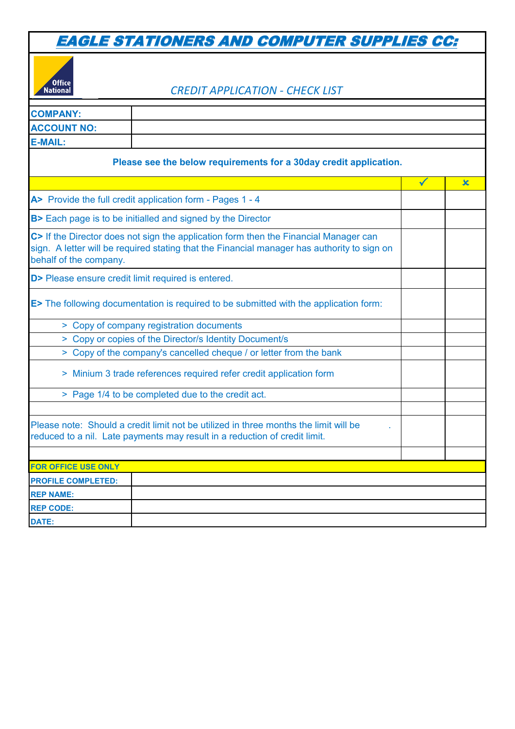# EAGLE STATIONERS AND COMPUTER SUPPLIES CC:

Office National

*CREDIT APPLICATION - CHECK LIST*

| | |
|---|---|
| **COMPANY:** | |
| **ACCOUNT NO:** | |
| **E-MAIL:** | |

**Please see the below requirements for a 30day credit application.**

| | ✓ | ✗ |
|---|---|---|
| **A>** Provide the full credit application form - Pages 1 - 4 | | |
| **B>** Each page is to be initialled and signed by the Director | | |
| **C>** If the Director does not sign the application form then the Financial Manager can sign. A letter will be required stating that the Financial manager has authority to sign on behalf of the company. | | |
| **D>** Please ensure credit limit required is entered. | | |
| **E>** The following documentation is required to be submitted with the application form: | | |
| > Copy of company registration documents | | |
| > Copy or copies of the Director/s Identity Document/s | | |
| > Copy of the company's cancelled cheque / or letter from the bank | | |
| > Minium 3 trade references required refer credit application form | | |
| > Page 1/4 to be completed due to the credit act. | | |
| | | |
| Please note: Should a credit limit not be utilized in three months the limit will be . reduced to a nil. Late payments may result in a reduction of credit limit. | | |
| | | |

| | |
|---|---|
| **FOR OFFICE USE ONLY** | |
| **PROFILE COMPLETED:** | |
| **REP NAME:** | |
| **REP CODE:** | |
| **DATE:** | |